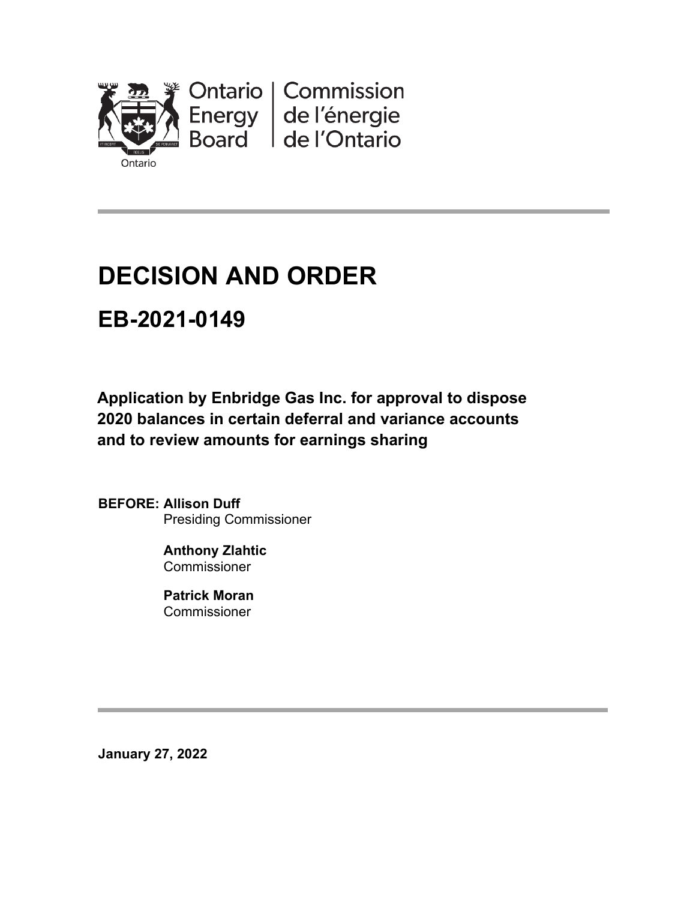Ontario Energy Board | Commission de l'énergie de l'Ontario

# DECISION AND ORDER

## EB-2021-0149

**Application by Enbridge Gas Inc. for approval to dispose 2020 balances in certain deferral and variance accounts and to review amounts for earnings sharing**

**BEFORE: Allison Duff**
Presiding Commissioner

**Anthony Zlahtic**
Commissioner

**Patrick Moran**
Commissioner

**January 27, 2022**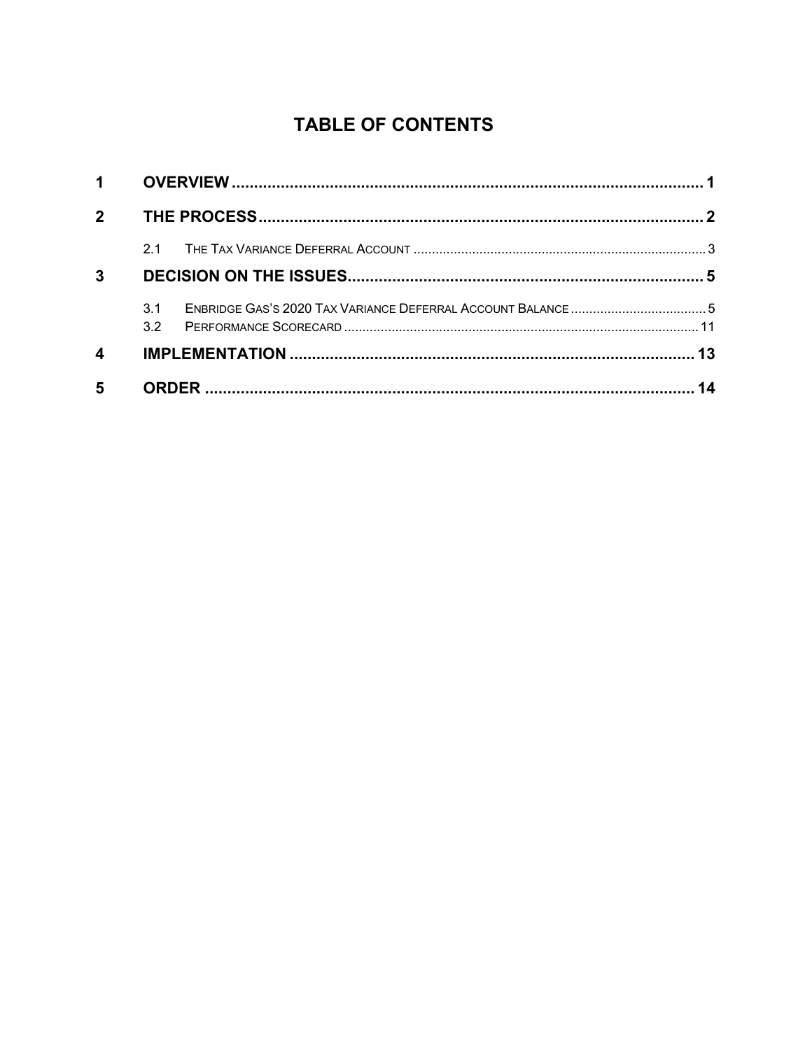# TABLE OF CONTENTS

| | | |
|---|---|---|
| **1** | **OVERVIEW** | **1** |
| **2** | **THE PROCESS** | **2** |
| 2.1 | THE TAX VARIANCE DEFERRAL ACCOUNT | 3 |
| **3** | **DECISION ON THE ISSUES** | **5** |
| 3.1 | ENBRIDGE GAS'S 2020 TAX VARIANCE DEFERRAL ACCOUNT BALANCE | 5 |
| 3.2 | PERFORMANCE SCORECARD | 11 |
| **4** | **IMPLEMENTATION** | **13** |
| **5** | **ORDER** | **14** |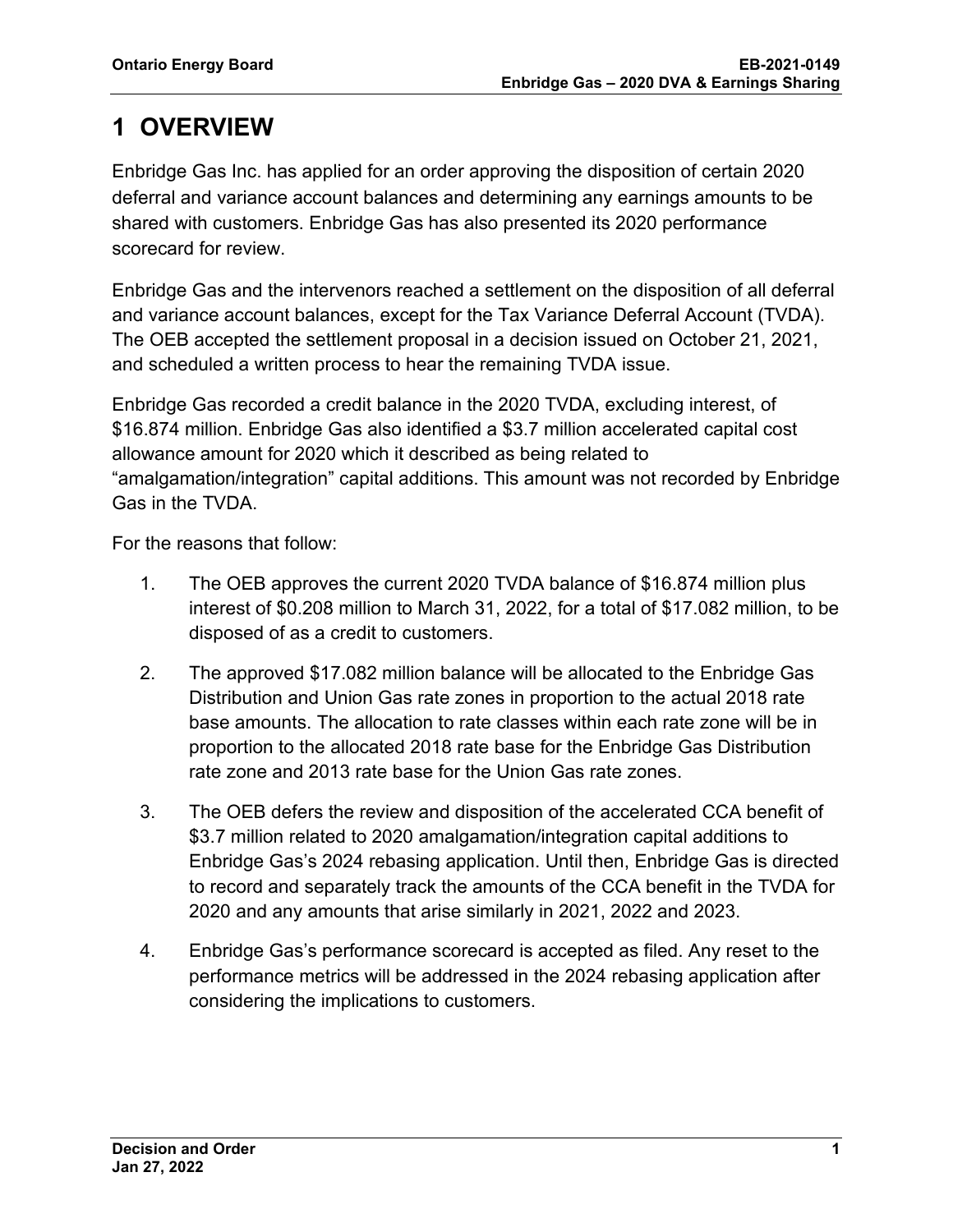# 1 OVERVIEW

Enbridge Gas Inc. has applied for an order approving the disposition of certain 2020 deferral and variance account balances and determining any earnings amounts to be shared with customers. Enbridge Gas has also presented its 2020 performance scorecard for review.

Enbridge Gas and the intervenors reached a settlement on the disposition of all deferral and variance account balances, except for the Tax Variance Deferral Account (TVDA). The OEB accepted the settlement proposal in a decision issued on October 21, 2021, and scheduled a written process to hear the remaining TVDA issue.

Enbridge Gas recorded a credit balance in the 2020 TVDA, excluding interest, of $16.874 million. Enbridge Gas also identified a $3.7 million accelerated capital cost allowance amount for 2020 which it described as being related to "amalgamation/integration" capital additions. This amount was not recorded by Enbridge Gas in the TVDA.

For the reasons that follow:

1. The OEB approves the current 2020 TVDA balance of $16.874 million plus interest of $0.208 million to March 31, 2022, for a total of $17.082 million, to be disposed of as a credit to customers.
2. The approved $17.082 million balance will be allocated to the Enbridge Gas Distribution and Union Gas rate zones in proportion to the actual 2018 rate base amounts. The allocation to rate classes within each rate zone will be in proportion to the allocated 2018 rate base for the Enbridge Gas Distribution rate zone and 2013 rate base for the Union Gas rate zones.
3. The OEB defers the review and disposition of the accelerated CCA benefit of $3.7 million related to 2020 amalgamation/integration capital additions to Enbridge Gas's 2024 rebasing application. Until then, Enbridge Gas is directed to record and separately track the amounts of the CCA benefit in the TVDA for 2020 and any amounts that arise similarly in 2021, 2022 and 2023.
4. Enbridge Gas's performance scorecard is accepted as filed. Any reset to the performance metrics will be addressed in the 2024 rebasing application after considering the implications to customers.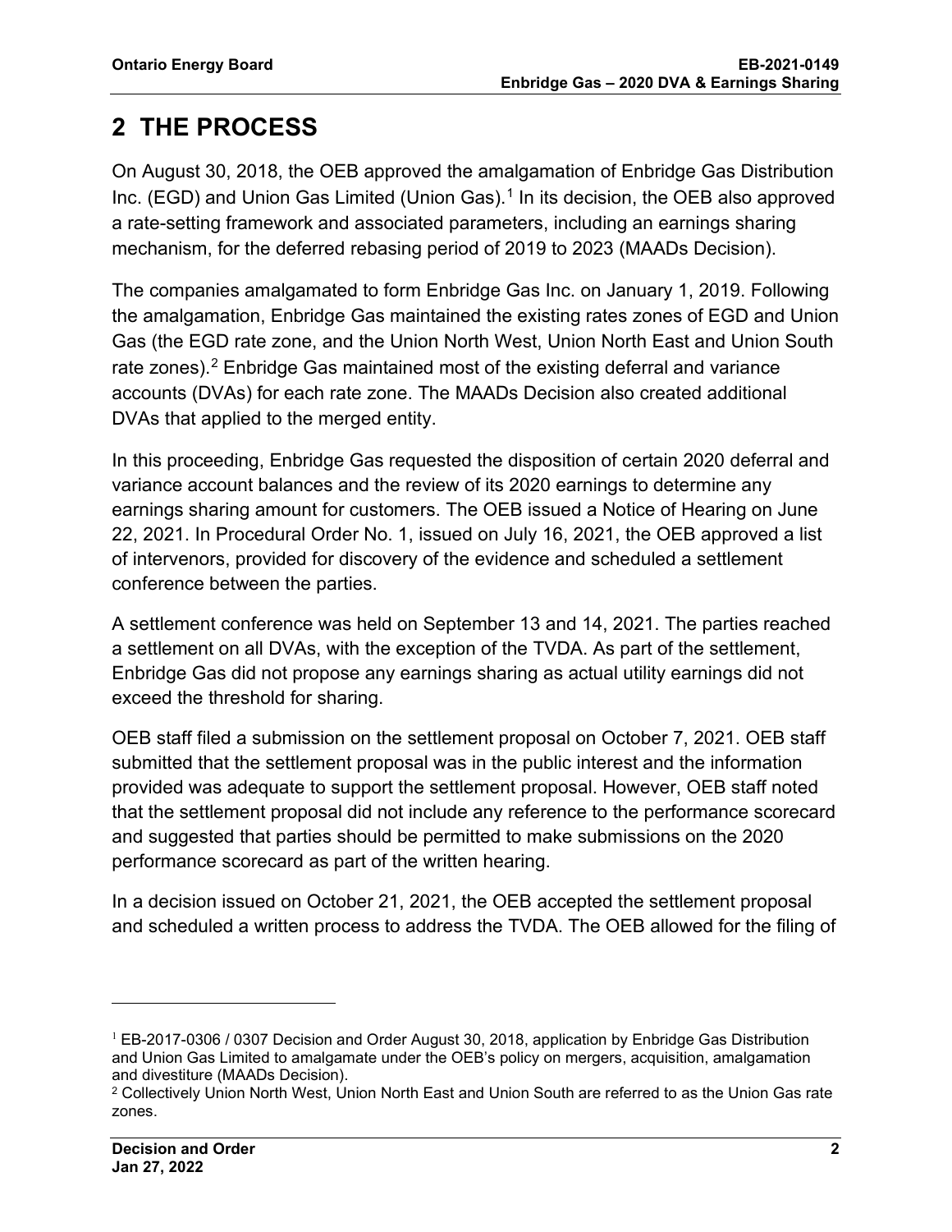# 2 THE PROCESS

On August 30, 2018, the OEB approved the amalgamation of Enbridge Gas Distribution Inc. (EGD) and Union Gas Limited (Union Gas).[1] In its decision, the OEB also approved a rate-setting framework and associated parameters, including an earnings sharing mechanism, for the deferred rebasing period of 2019 to 2023 (MAADs Decision).

The companies amalgamated to form Enbridge Gas Inc. on January 1, 2019. Following the amalgamation, Enbridge Gas maintained the existing rates zones of EGD and Union Gas (the EGD rate zone, and the Union North West, Union North East and Union South rate zones).[2] Enbridge Gas maintained most of the existing deferral and variance accounts (DVAs) for each rate zone. The MAADs Decision also created additional DVAs that applied to the merged entity.

In this proceeding, Enbridge Gas requested the disposition of certain 2020 deferral and variance account balances and the review of its 2020 earnings to determine any earnings sharing amount for customers. The OEB issued a Notice of Hearing on June 22, 2021. In Procedural Order No. 1, issued on July 16, 2021, the OEB approved a list of intervenors, provided for discovery of the evidence and scheduled a settlement conference between the parties.

A settlement conference was held on September 13 and 14, 2021. The parties reached a settlement on all DVAs, with the exception of the TVDA. As part of the settlement, Enbridge Gas did not propose any earnings sharing as actual utility earnings did not exceed the threshold for sharing.

OEB staff filed a submission on the settlement proposal on October 7, 2021. OEB staff submitted that the settlement proposal was in the public interest and the information provided was adequate to support the settlement proposal. However, OEB staff noted that the settlement proposal did not include any reference to the performance scorecard and suggested that parties should be permitted to make submissions on the 2020 performance scorecard as part of the written hearing.

In a decision issued on October 21, 2021, the OEB accepted the settlement proposal and scheduled a written process to address the TVDA. The OEB allowed for the filing of

[1] EB-2017-0306 / 0307 Decision and Order August 30, 2018, application by Enbridge Gas Distribution and Union Gas Limited to amalgamate under the OEB's policy on mergers, acquisition, amalgamation and divestiture (MAADs Decision).

[2] Collectively Union North West, Union North East and Union South are referred to as the Union Gas rate zones.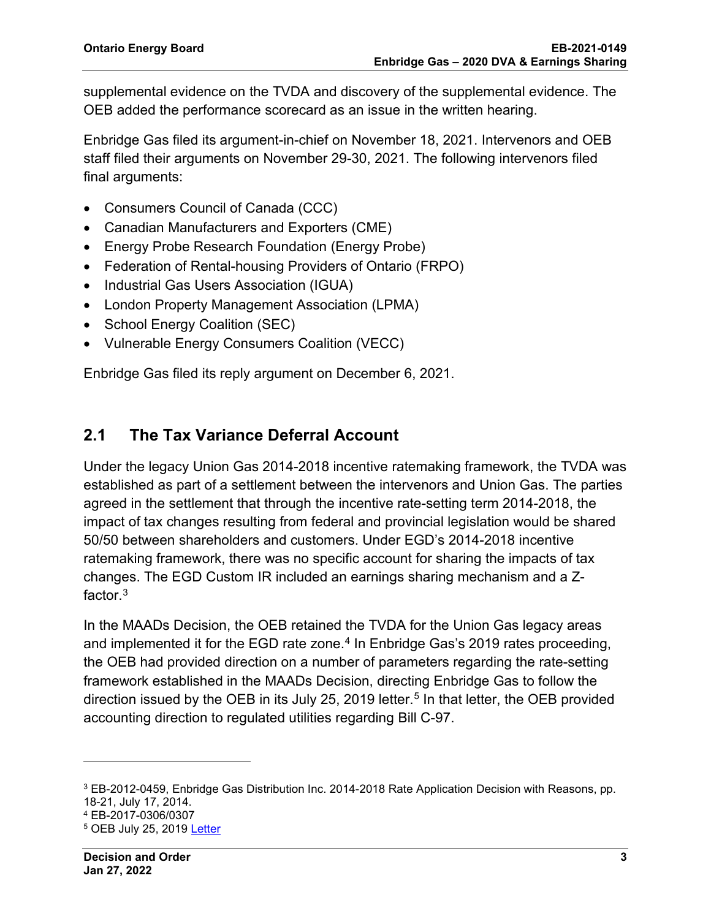supplemental evidence on the TVDA and discovery of the supplemental evidence. The OEB added the performance scorecard as an issue in the written hearing.

Enbridge Gas filed its argument-in-chief on November 18, 2021. Intervenors and OEB staff filed their arguments on November 29-30, 2021. The following intervenors filed final arguments:

- Consumers Council of Canada (CCC)
- Canadian Manufacturers and Exporters (CME)
- Energy Probe Research Foundation (Energy Probe)
- Federation of Rental-housing Providers of Ontario (FRPO)
- Industrial Gas Users Association (IGUA)
- London Property Management Association (LPMA)
- School Energy Coalition (SEC)
- Vulnerable Energy Consumers Coalition (VECC)

Enbridge Gas filed its reply argument on December 6, 2021.

## 2.1 The Tax Variance Deferral Account

Under the legacy Union Gas 2014-2018 incentive ratemaking framework, the TVDA was established as part of a settlement between the intervenors and Union Gas. The parties agreed in the settlement that through the incentive rate-setting term 2014-2018, the impact of tax changes resulting from federal and provincial legislation would be shared 50/50 between shareholders and customers. Under EGD's 2014-2018 incentive ratemaking framework, there was no specific account for sharing the impacts of tax changes. The EGD Custom IR included an earnings sharing mechanism and a Z-factor.[3]

In the MAADs Decision, the OEB retained the TVDA for the Union Gas legacy areas and implemented it for the EGD rate zone.[4] In Enbridge Gas's 2019 rates proceeding, the OEB had provided direction on a number of parameters regarding the rate-setting framework established in the MAADs Decision, directing Enbridge Gas to follow the direction issued by the OEB in its July 25, 2019 letter.[5] In that letter, the OEB provided accounting direction to regulated utilities regarding Bill C-97.

[3] EB-2012-0459, Enbridge Gas Distribution Inc. 2014-2018 Rate Application Decision with Reasons, pp. 18-21, July 17, 2014.

[4] EB-2017-0306/0307

[5] OEB July 25, 2019 Letter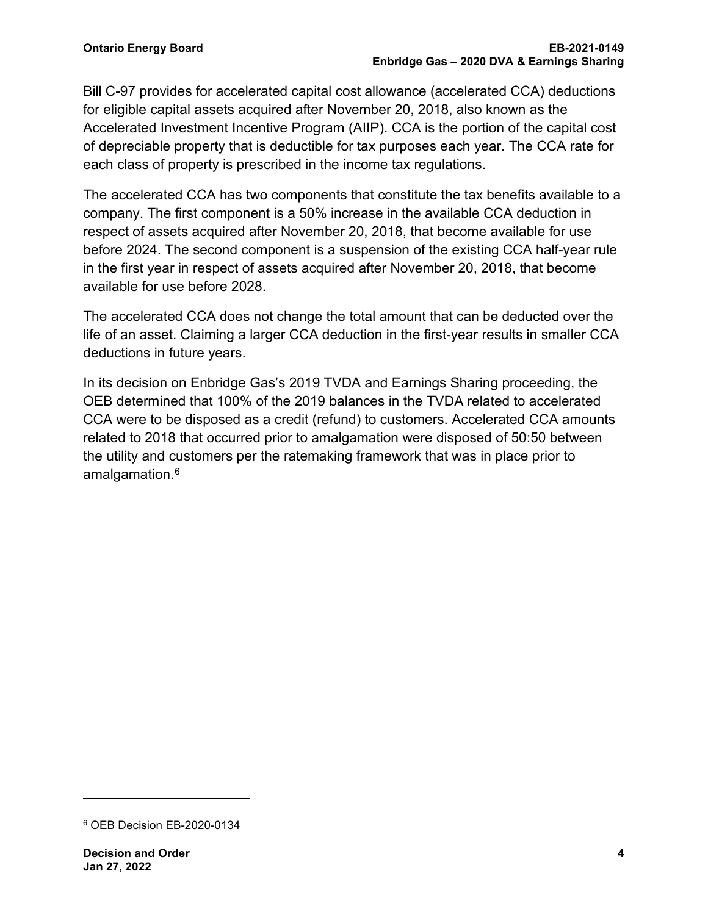Bill C-97 provides for accelerated capital cost allowance (accelerated CCA) deductions for eligible capital assets acquired after November 20, 2018, also known as the Accelerated Investment Incentive Program (AIIP). CCA is the portion of the capital cost of depreciable property that is deductible for tax purposes each year. The CCA rate for each class of property is prescribed in the income tax regulations.

The accelerated CCA has two components that constitute the tax benefits available to a company. The first component is a 50% increase in the available CCA deduction in respect of assets acquired after November 20, 2018, that become available for use before 2024. The second component is a suspension of the existing CCA half-year rule in the first year in respect of assets acquired after November 20, 2018, that become available for use before 2028.

The accelerated CCA does not change the total amount that can be deducted over the life of an asset. Claiming a larger CCA deduction in the first-year results in smaller CCA deductions in future years.

In its decision on Enbridge Gas's 2019 TVDA and Earnings Sharing proceeding, the OEB determined that 100% of the 2019 balances in the TVDA related to accelerated CCA were to be disposed as a credit (refund) to customers. Accelerated CCA amounts related to 2018 that occurred prior to amalgamation were disposed of 50:50 between the utility and customers per the ratemaking framework that was in place prior to amalgamation.[6]

[6] OEB Decision EB-2020-0134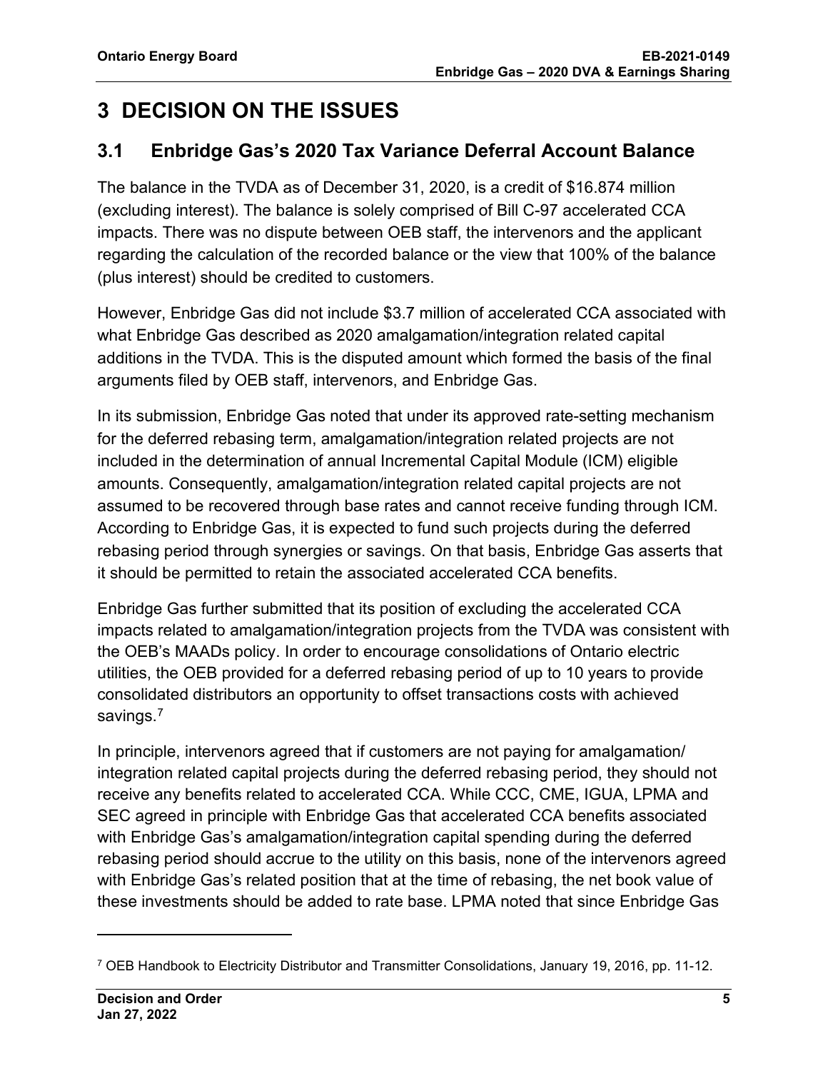# 3 DECISION ON THE ISSUES

## 3.1 Enbridge Gas's 2020 Tax Variance Deferral Account Balance

The balance in the TVDA as of December 31, 2020, is a credit of $16.874 million (excluding interest). The balance is solely comprised of Bill C-97 accelerated CCA impacts. There was no dispute between OEB staff, the intervenors and the applicant regarding the calculation of the recorded balance or the view that 100% of the balance (plus interest) should be credited to customers.

However, Enbridge Gas did not include $3.7 million of accelerated CCA associated with what Enbridge Gas described as 2020 amalgamation/integration related capital additions in the TVDA. This is the disputed amount which formed the basis of the final arguments filed by OEB staff, intervenors, and Enbridge Gas.

In its submission, Enbridge Gas noted that under its approved rate-setting mechanism for the deferred rebasing term, amalgamation/integration related projects are not included in the determination of annual Incremental Capital Module (ICM) eligible amounts. Consequently, amalgamation/integration related capital projects are not assumed to be recovered through base rates and cannot receive funding through ICM. According to Enbridge Gas, it is expected to fund such projects during the deferred rebasing period through synergies or savings. On that basis, Enbridge Gas asserts that it should be permitted to retain the associated accelerated CCA benefits.

Enbridge Gas further submitted that its position of excluding the accelerated CCA impacts related to amalgamation/integration projects from the TVDA was consistent with the OEB's MAADs policy. In order to encourage consolidations of Ontario electric utilities, the OEB provided for a deferred rebasing period of up to 10 years to provide consolidated distributors an opportunity to offset transactions costs with achieved savings.[7]

In principle, intervenors agreed that if customers are not paying for amalgamation/ integration related capital projects during the deferred rebasing period, they should not receive any benefits related to accelerated CCA. While CCC, CME, IGUA, LPMA and SEC agreed in principle with Enbridge Gas that accelerated CCA benefits associated with Enbridge Gas's amalgamation/integration capital spending during the deferred rebasing period should accrue to the utility on this basis, none of the intervenors agreed with Enbridge Gas's related position that at the time of rebasing, the net book value of these investments should be added to rate base. LPMA noted that since Enbridge Gas

---

[7] OEB Handbook to Electricity Distributor and Transmitter Consolidations, January 19, 2016, pp. 11-12.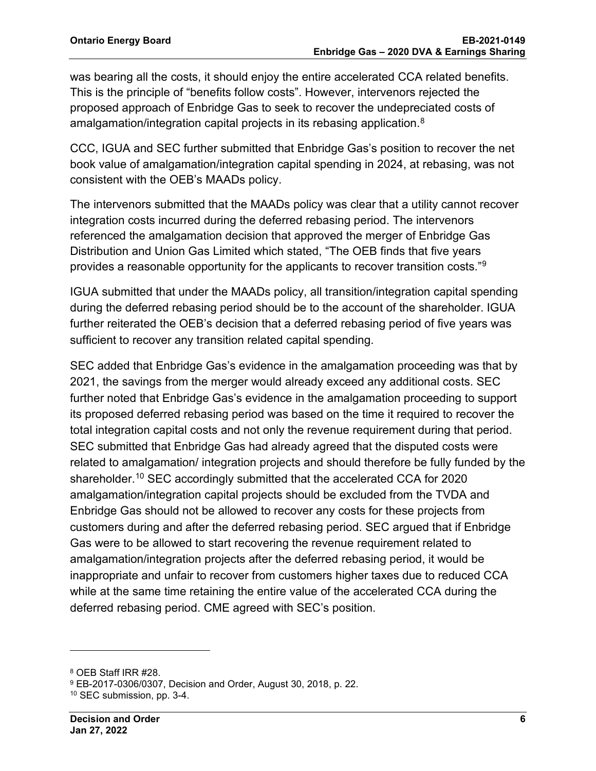was bearing all the costs, it should enjoy the entire accelerated CCA related benefits. This is the principle of "benefits follow costs". However, intervenors rejected the proposed approach of Enbridge Gas to seek to recover the undepreciated costs of amalgamation/integration capital projects in its rebasing application.[8]

CCC, IGUA and SEC further submitted that Enbridge Gas's position to recover the net book value of amalgamation/integration capital spending in 2024, at rebasing, was not consistent with the OEB's MAADs policy.

The intervenors submitted that the MAADs policy was clear that a utility cannot recover integration costs incurred during the deferred rebasing period. The intervenors referenced the amalgamation decision that approved the merger of Enbridge Gas Distribution and Union Gas Limited which stated, "The OEB finds that five years provides a reasonable opportunity for the applicants to recover transition costs."[9]

IGUA submitted that under the MAADs policy, all transition/integration capital spending during the deferred rebasing period should be to the account of the shareholder. IGUA further reiterated the OEB's decision that a deferred rebasing period of five years was sufficient to recover any transition related capital spending.

SEC added that Enbridge Gas's evidence in the amalgamation proceeding was that by 2021, the savings from the merger would already exceed any additional costs. SEC further noted that Enbridge Gas's evidence in the amalgamation proceeding to support its proposed deferred rebasing period was based on the time it required to recover the total integration capital costs and not only the revenue requirement during that period. SEC submitted that Enbridge Gas had already agreed that the disputed costs were related to amalgamation/ integration projects and should therefore be fully funded by the shareholder.[10] SEC accordingly submitted that the accelerated CCA for 2020 amalgamation/integration capital projects should be excluded from the TVDA and Enbridge Gas should not be allowed to recover any costs for these projects from customers during and after the deferred rebasing period. SEC argued that if Enbridge Gas were to be allowed to start recovering the revenue requirement related to amalgamation/integration projects after the deferred rebasing period, it would be inappropriate and unfair to recover from customers higher taxes due to reduced CCA while at the same time retaining the entire value of the accelerated CCA during the deferred rebasing period. CME agreed with SEC's position.

---

[8] OEB Staff IRR #28.

[9] EB-2017-0306/0307, Decision and Order, August 30, 2018, p. 22.

[10] SEC submission, pp. 3-4.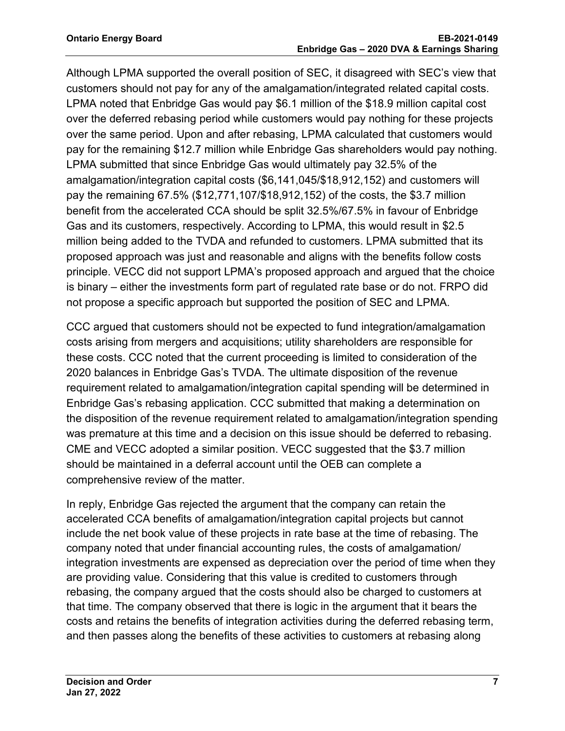Although LPMA supported the overall position of SEC, it disagreed with SEC's view that customers should not pay for any of the amalgamation/integrated related capital costs. LPMA noted that Enbridge Gas would pay $6.1 million of the $18.9 million capital cost over the deferred rebasing period while customers would pay nothing for these projects over the same period. Upon and after rebasing, LPMA calculated that customers would pay for the remaining $12.7 million while Enbridge Gas shareholders would pay nothing. LPMA submitted that since Enbridge Gas would ultimately pay 32.5% of the amalgamation/integration capital costs ($6,141,045/$18,912,152) and customers will pay the remaining 67.5% ($12,771,107/$18,912,152) of the costs, the $3.7 million benefit from the accelerated CCA should be split 32.5%/67.5% in favour of Enbridge Gas and its customers, respectively. According to LPMA, this would result in $2.5 million being added to the TVDA and refunded to customers. LPMA submitted that its proposed approach was just and reasonable and aligns with the benefits follow costs principle. VECC did not support LPMA's proposed approach and argued that the choice is binary – either the investments form part of regulated rate base or do not. FRPO did not propose a specific approach but supported the position of SEC and LPMA.

CCC argued that customers should not be expected to fund integration/amalgamation costs arising from mergers and acquisitions; utility shareholders are responsible for these costs. CCC noted that the current proceeding is limited to consideration of the 2020 balances in Enbridge Gas's TVDA. The ultimate disposition of the revenue requirement related to amalgamation/integration capital spending will be determined in Enbridge Gas's rebasing application. CCC submitted that making a determination on the disposition of the revenue requirement related to amalgamation/integration spending was premature at this time and a decision on this issue should be deferred to rebasing. CME and VECC adopted a similar position. VECC suggested that the $3.7 million should be maintained in a deferral account until the OEB can complete a comprehensive review of the matter.

In reply, Enbridge Gas rejected the argument that the company can retain the accelerated CCA benefits of amalgamation/integration capital projects but cannot include the net book value of these projects in rate base at the time of rebasing. The company noted that under financial accounting rules, the costs of amalgamation/ integration investments are expensed as depreciation over the period of time when they are providing value. Considering that this value is credited to customers through rebasing, the company argued that the costs should also be charged to customers at that time. The company observed that there is logic in the argument that it bears the costs and retains the benefits of integration activities during the deferred rebasing term, and then passes along the benefits of these activities to customers at rebasing along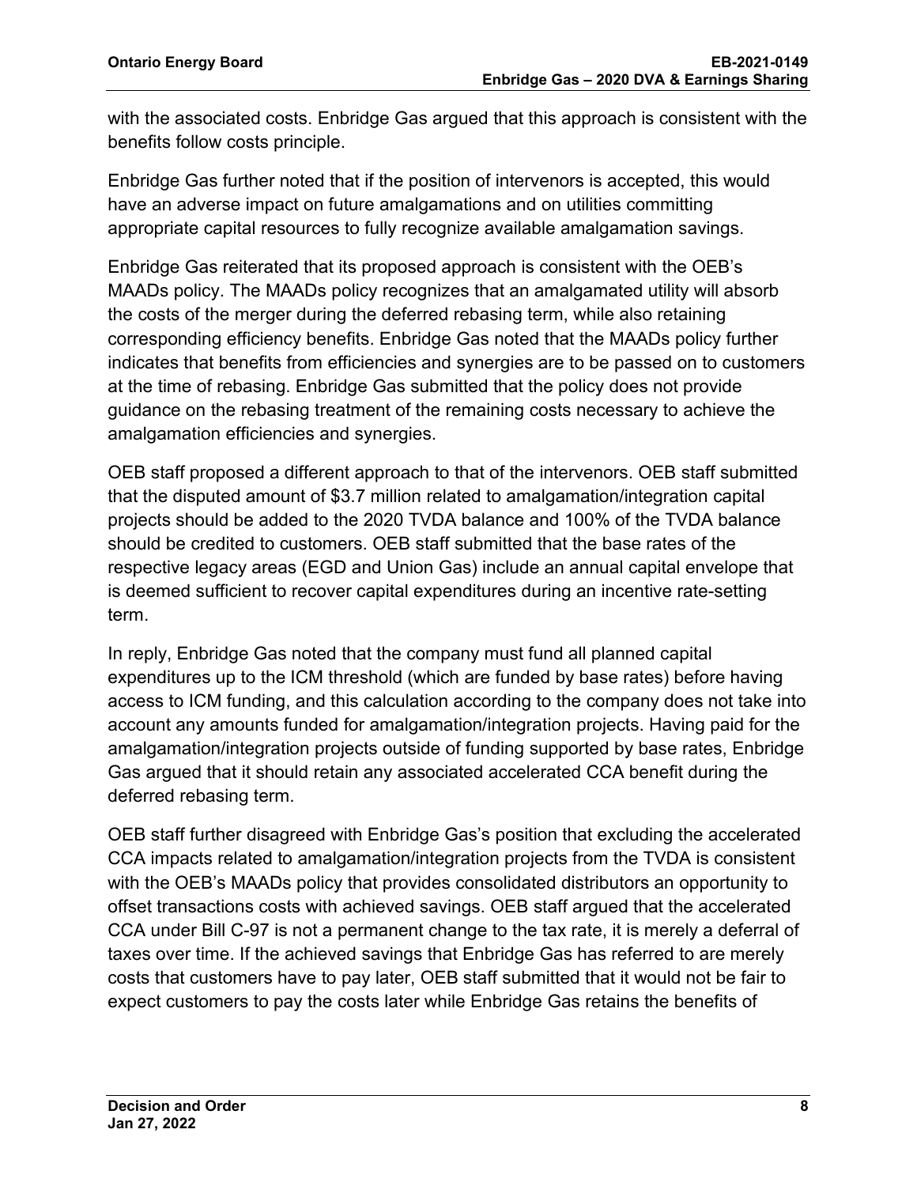with the associated costs. Enbridge Gas argued that this approach is consistent with the benefits follow costs principle.

Enbridge Gas further noted that if the position of intervenors is accepted, this would have an adverse impact on future amalgamations and on utilities committing appropriate capital resources to fully recognize available amalgamation savings.

Enbridge Gas reiterated that its proposed approach is consistent with the OEB's MAADs policy. The MAADs policy recognizes that an amalgamated utility will absorb the costs of the merger during the deferred rebasing term, while also retaining corresponding efficiency benefits. Enbridge Gas noted that the MAADs policy further indicates that benefits from efficiencies and synergies are to be passed on to customers at the time of rebasing. Enbridge Gas submitted that the policy does not provide guidance on the rebasing treatment of the remaining costs necessary to achieve the amalgamation efficiencies and synergies.

OEB staff proposed a different approach to that of the intervenors. OEB staff submitted that the disputed amount of $3.7 million related to amalgamation/integration capital projects should be added to the 2020 TVDA balance and 100% of the TVDA balance should be credited to customers. OEB staff submitted that the base rates of the respective legacy areas (EGD and Union Gas) include an annual capital envelope that is deemed sufficient to recover capital expenditures during an incentive rate-setting term.

In reply, Enbridge Gas noted that the company must fund all planned capital expenditures up to the ICM threshold (which are funded by base rates) before having access to ICM funding, and this calculation according to the company does not take into account any amounts funded for amalgamation/integration projects. Having paid for the amalgamation/integration projects outside of funding supported by base rates, Enbridge Gas argued that it should retain any associated accelerated CCA benefit during the deferred rebasing term.

OEB staff further disagreed with Enbridge Gas's position that excluding the accelerated CCA impacts related to amalgamation/integration projects from the TVDA is consistent with the OEB's MAADs policy that provides consolidated distributors an opportunity to offset transactions costs with achieved savings. OEB staff argued that the accelerated CCA under Bill C-97 is not a permanent change to the tax rate, it is merely a deferral of taxes over time. If the achieved savings that Enbridge Gas has referred to are merely costs that customers have to pay later, OEB staff submitted that it would not be fair to expect customers to pay the costs later while Enbridge Gas retains the benefits of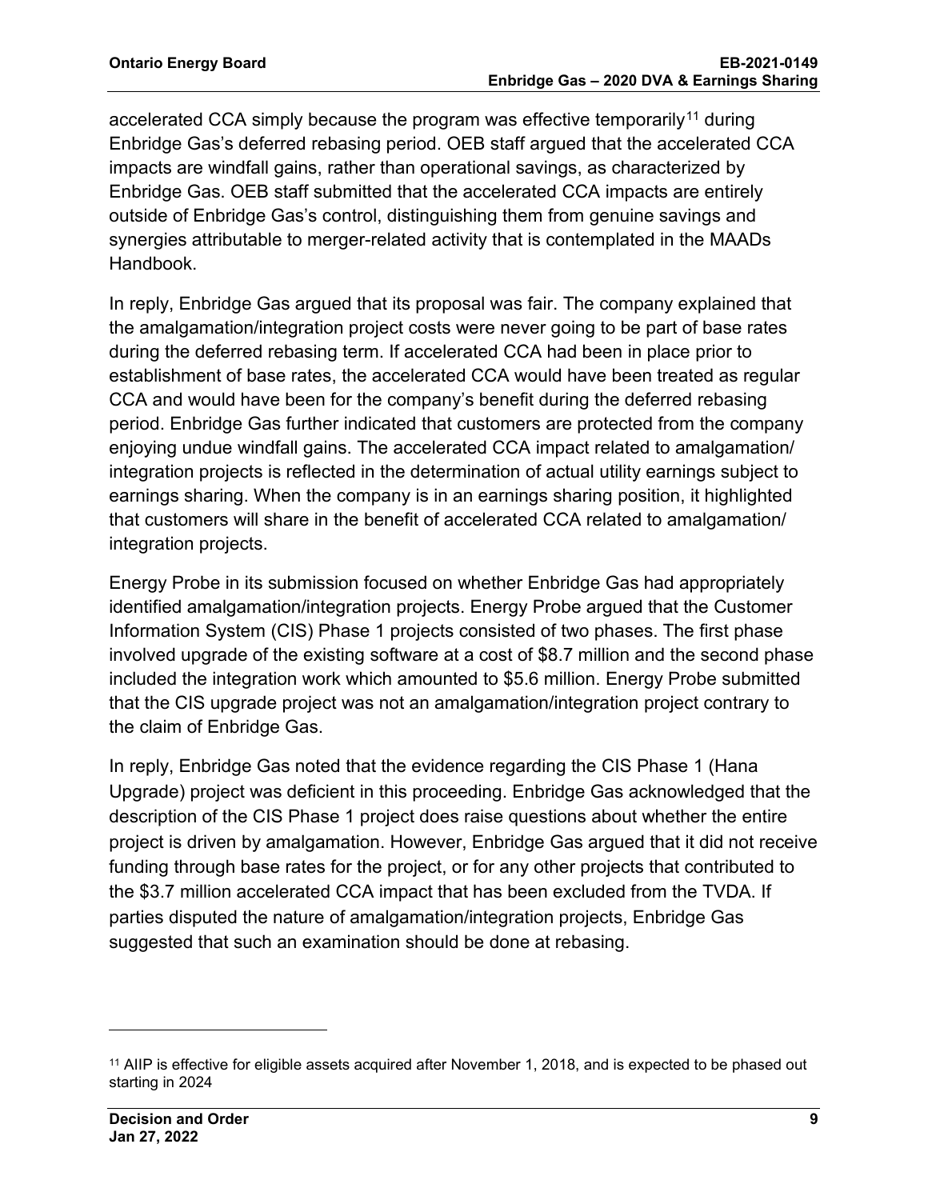accelerated CCA simply because the program was effective temporarily[11] during Enbridge Gas's deferred rebasing period. OEB staff argued that the accelerated CCA impacts are windfall gains, rather than operational savings, as characterized by Enbridge Gas. OEB staff submitted that the accelerated CCA impacts are entirely outside of Enbridge Gas's control, distinguishing them from genuine savings and synergies attributable to merger-related activity that is contemplated in the MAADs Handbook.

In reply, Enbridge Gas argued that its proposal was fair. The company explained that the amalgamation/integration project costs were never going to be part of base rates during the deferred rebasing term. If accelerated CCA had been in place prior to establishment of base rates, the accelerated CCA would have been treated as regular CCA and would have been for the company's benefit during the deferred rebasing period. Enbridge Gas further indicated that customers are protected from the company enjoying undue windfall gains. The accelerated CCA impact related to amalgamation/ integration projects is reflected in the determination of actual utility earnings subject to earnings sharing. When the company is in an earnings sharing position, it highlighted that customers will share in the benefit of accelerated CCA related to amalgamation/ integration projects.

Energy Probe in its submission focused on whether Enbridge Gas had appropriately identified amalgamation/integration projects. Energy Probe argued that the Customer Information System (CIS) Phase 1 projects consisted of two phases. The first phase involved upgrade of the existing software at a cost of $8.7 million and the second phase included the integration work which amounted to $5.6 million. Energy Probe submitted that the CIS upgrade project was not an amalgamation/integration project contrary to the claim of Enbridge Gas.

In reply, Enbridge Gas noted that the evidence regarding the CIS Phase 1 (Hana Upgrade) project was deficient in this proceeding. Enbridge Gas acknowledged that the description of the CIS Phase 1 project does raise questions about whether the entire project is driven by amalgamation. However, Enbridge Gas argued that it did not receive funding through base rates for the project, or for any other projects that contributed to the $3.7 million accelerated CCA impact that has been excluded from the TVDA. If parties disputed the nature of amalgamation/integration projects, Enbridge Gas suggested that such an examination should be done at rebasing.

---

[11] AIIP is effective for eligible assets acquired after November 1, 2018, and is expected to be phased out starting in 2024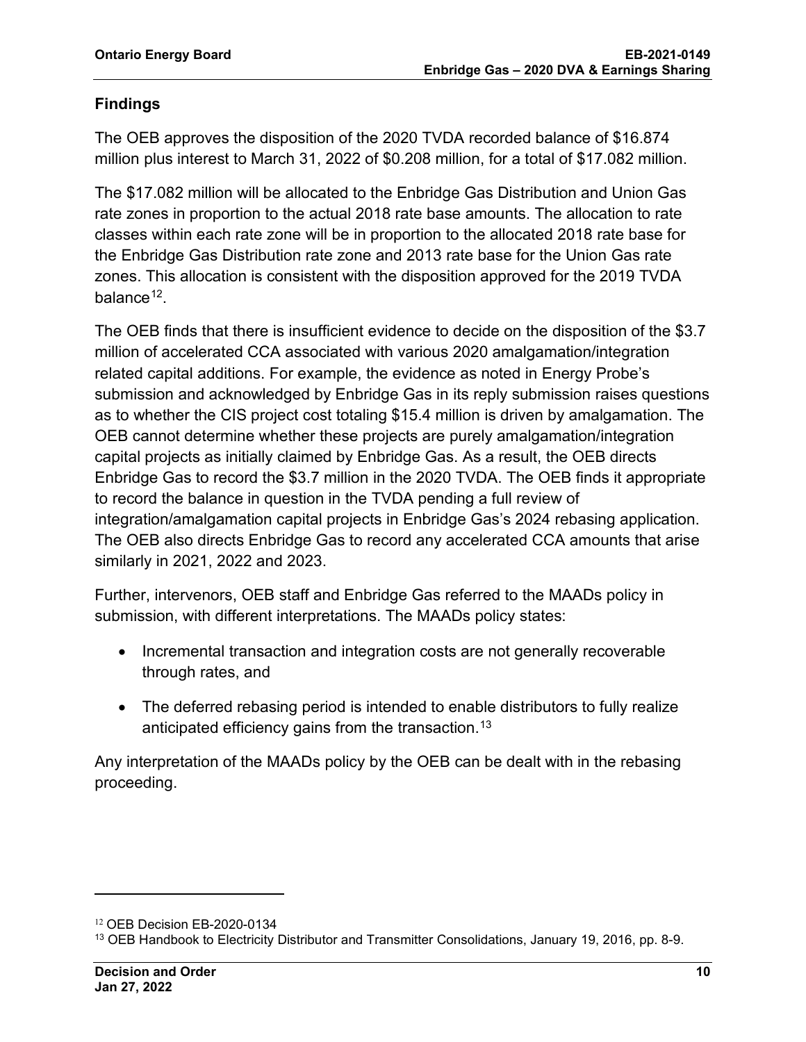## Findings

The OEB approves the disposition of the 2020 TVDA recorded balance of $16.874 million plus interest to March 31, 2022 of $0.208 million, for a total of $17.082 million.

The $17.082 million will be allocated to the Enbridge Gas Distribution and Union Gas rate zones in proportion to the actual 2018 rate base amounts. The allocation to rate classes within each rate zone will be in proportion to the allocated 2018 rate base for the Enbridge Gas Distribution rate zone and 2013 rate base for the Union Gas rate zones. This allocation is consistent with the disposition approved for the 2019 TVDA balance[12].

The OEB finds that there is insufficient evidence to decide on the disposition of the $3.7 million of accelerated CCA associated with various 2020 amalgamation/integration related capital additions. For example, the evidence as noted in Energy Probe's submission and acknowledged by Enbridge Gas in its reply submission raises questions as to whether the CIS project cost totaling $15.4 million is driven by amalgamation. The OEB cannot determine whether these projects are purely amalgamation/integration capital projects as initially claimed by Enbridge Gas. As a result, the OEB directs Enbridge Gas to record the $3.7 million in the 2020 TVDA. The OEB finds it appropriate to record the balance in question in the TVDA pending a full review of integration/amalgamation capital projects in Enbridge Gas's 2024 rebasing application. The OEB also directs Enbridge Gas to record any accelerated CCA amounts that arise similarly in 2021, 2022 and 2023.

Further, intervenors, OEB staff and Enbridge Gas referred to the MAADs policy in submission, with different interpretations. The MAADs policy states:

- Incremental transaction and integration costs are not generally recoverable through rates, and
- The deferred rebasing period is intended to enable distributors to fully realize anticipated efficiency gains from the transaction.[13]

Any interpretation of the MAADs policy by the OEB can be dealt with in the rebasing proceeding.

---

[12] OEB Decision EB-2020-0134

[13] OEB Handbook to Electricity Distributor and Transmitter Consolidations, January 19, 2016, pp. 8-9.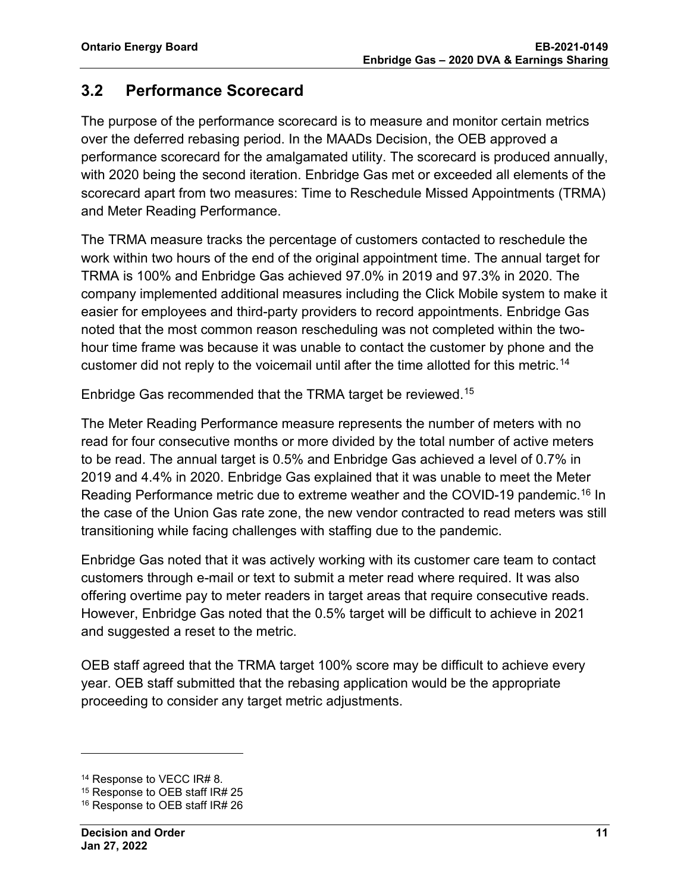## 3.2 Performance Scorecard

The purpose of the performance scorecard is to measure and monitor certain metrics over the deferred rebasing period. In the MAADs Decision, the OEB approved a performance scorecard for the amalgamated utility. The scorecard is produced annually, with 2020 being the second iteration. Enbridge Gas met or exceeded all elements of the scorecard apart from two measures: Time to Reschedule Missed Appointments (TRMA) and Meter Reading Performance.

The TRMA measure tracks the percentage of customers contacted to reschedule the work within two hours of the end of the original appointment time. The annual target for TRMA is 100% and Enbridge Gas achieved 97.0% in 2019 and 97.3% in 2020. The company implemented additional measures including the Click Mobile system to make it easier for employees and third-party providers to record appointments. Enbridge Gas noted that the most common reason rescheduling was not completed within the two-hour time frame was because it was unable to contact the customer by phone and the customer did not reply to the voicemail until after the time allotted for this metric.[14]

Enbridge Gas recommended that the TRMA target be reviewed.[15]

The Meter Reading Performance measure represents the number of meters with no read for four consecutive months or more divided by the total number of active meters to be read. The annual target is 0.5% and Enbridge Gas achieved a level of 0.7% in 2019 and 4.4% in 2020. Enbridge Gas explained that it was unable to meet the Meter Reading Performance metric due to extreme weather and the COVID-19 pandemic.[16] In the case of the Union Gas rate zone, the new vendor contracted to read meters was still transitioning while facing challenges with staffing due to the pandemic.

Enbridge Gas noted that it was actively working with its customer care team to contact customers through e-mail or text to submit a meter read where required. It was also offering overtime pay to meter readers in target areas that require consecutive reads. However, Enbridge Gas noted that the 0.5% target will be difficult to achieve in 2021 and suggested a reset to the metric.

OEB staff agreed that the TRMA target 100% score may be difficult to achieve every year. OEB staff submitted that the rebasing application would be the appropriate proceeding to consider any target metric adjustments.

---

[14] Response to VECC IR# 8.

[15] Response to OEB staff IR# 25

[16] Response to OEB staff IR# 26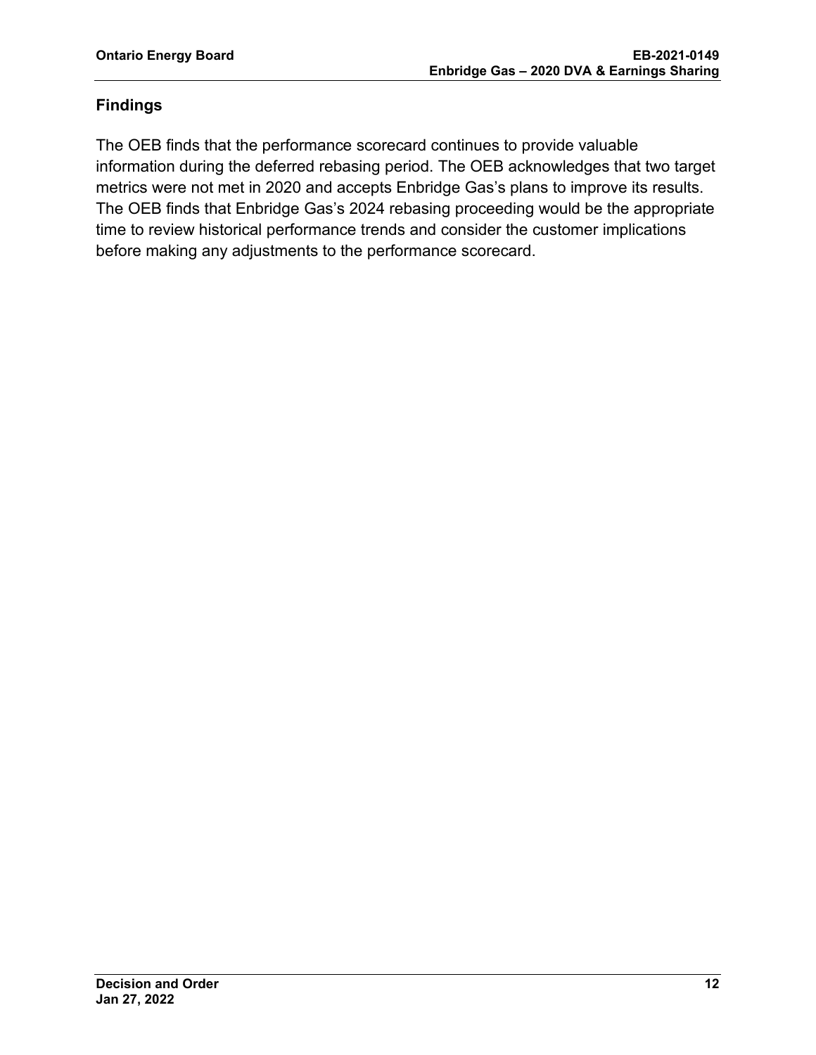## Findings

The OEB finds that the performance scorecard continues to provide valuable information during the deferred rebasing period. The OEB acknowledges that two target metrics were not met in 2020 and accepts Enbridge Gas's plans to improve its results. The OEB finds that Enbridge Gas's 2024 rebasing proceeding would be the appropriate time to review historical performance trends and consider the customer implications before making any adjustments to the performance scorecard.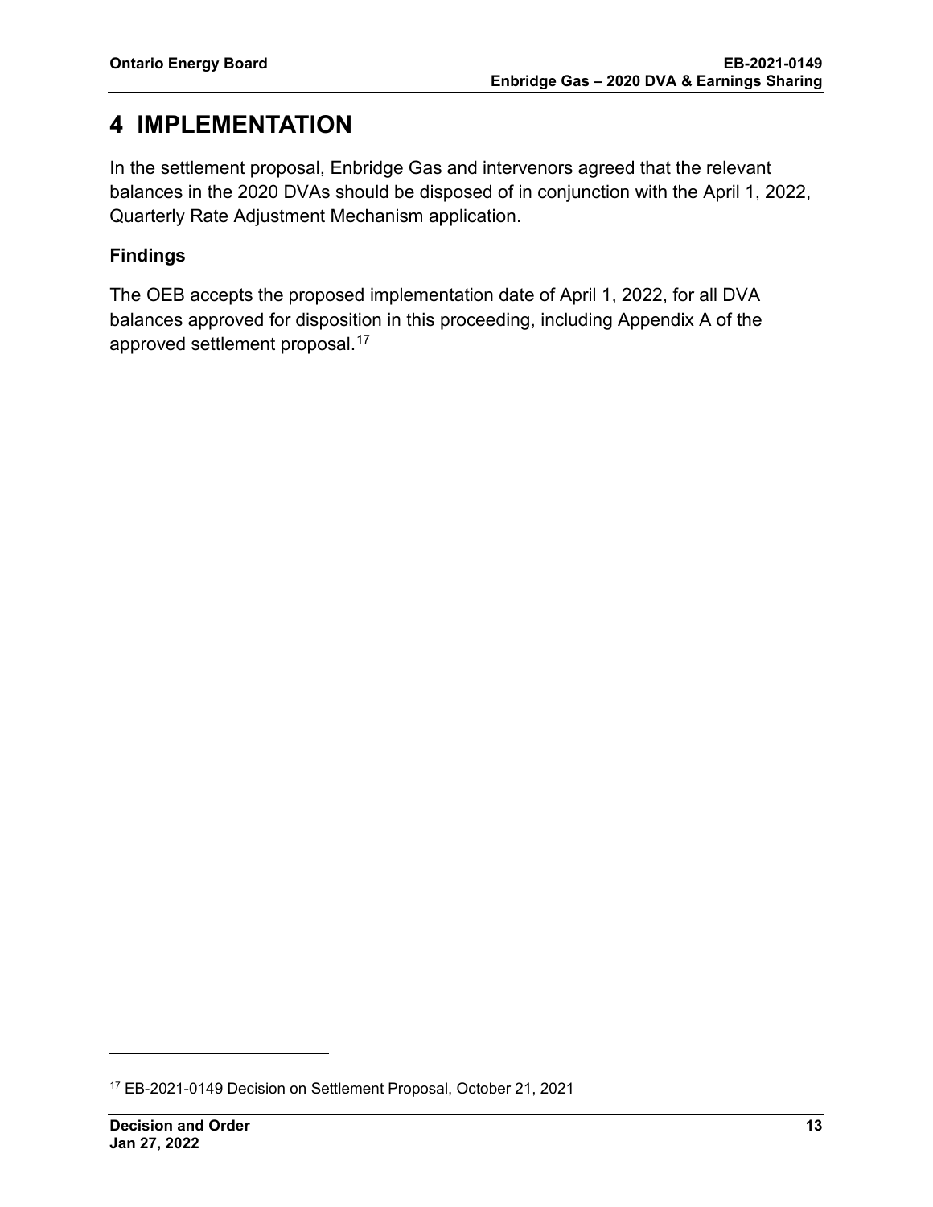# 4 IMPLEMENTATION

In the settlement proposal, Enbridge Gas and intervenors agreed that the relevant balances in the 2020 DVAs should be disposed of in conjunction with the April 1, 2022, Quarterly Rate Adjustment Mechanism application.

### Findings

The OEB accepts the proposed implementation date of April 1, 2022, for all DVA balances approved for disposition in this proceeding, including Appendix A of the approved settlement proposal.[17]

[17] EB-2021-0149 Decision on Settlement Proposal, October 21, 2021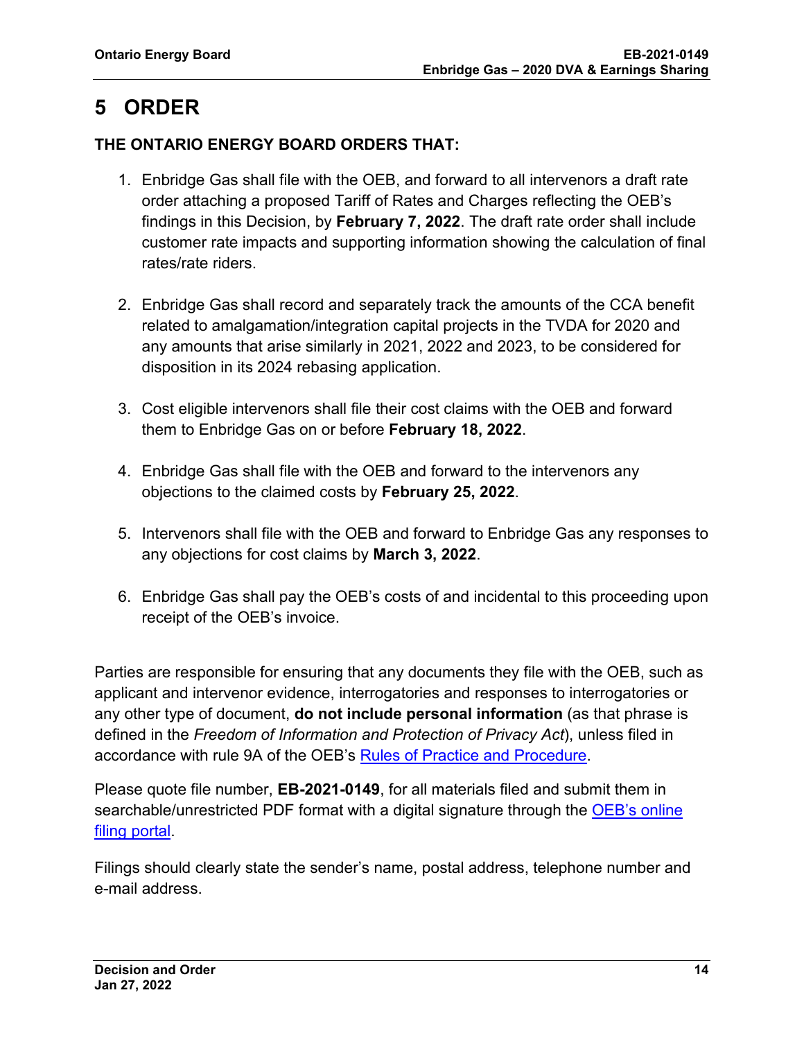# 5 ORDER

**THE ONTARIO ENERGY BOARD ORDERS THAT:**

1. Enbridge Gas shall file with the OEB, and forward to all intervenors a draft rate order attaching a proposed Tariff of Rates and Charges reflecting the OEB's findings in this Decision, by **February 7, 2022**. The draft rate order shall include customer rate impacts and supporting information showing the calculation of final rates/rate riders.

2. Enbridge Gas shall record and separately track the amounts of the CCA benefit related to amalgamation/integration capital projects in the TVDA for 2020 and any amounts that arise similarly in 2021, 2022 and 2023, to be considered for disposition in its 2024 rebasing application.

3. Cost eligible intervenors shall file their cost claims with the OEB and forward them to Enbridge Gas on or before **February 18, 2022**.

4. Enbridge Gas shall file with the OEB and forward to the intervenors any objections to the claimed costs by **February 25, 2022**.

5. Intervenors shall file with the OEB and forward to Enbridge Gas any responses to any objections for cost claims by **March 3, 2022**.

6. Enbridge Gas shall pay the OEB's costs of and incidental to this proceeding upon receipt of the OEB's invoice.

Parties are responsible for ensuring that any documents they file with the OEB, such as applicant and intervenor evidence, interrogatories and responses to interrogatories or any other type of document, **do not include personal information** (as that phrase is defined in the *Freedom of Information and Protection of Privacy Act*), unless filed in accordance with rule 9A of the OEB's Rules of Practice and Procedure.

Please quote file number, **EB-2021-0149**, for all materials filed and submit them in searchable/unrestricted PDF format with a digital signature through the OEB's online filing portal.

Filings should clearly state the sender's name, postal address, telephone number and e-mail address.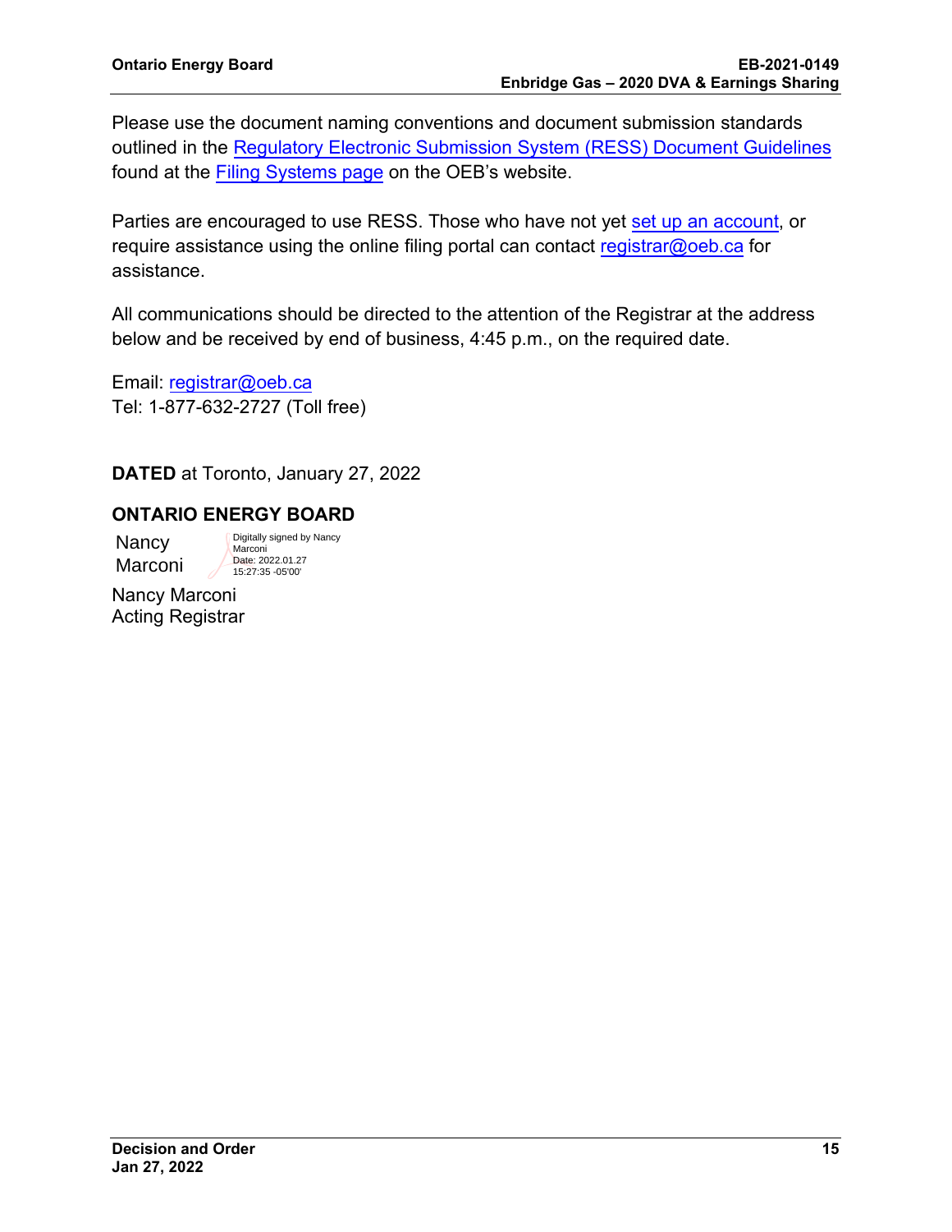Please use the document naming conventions and document submission standards outlined in the Regulatory Electronic Submission System (RESS) Document Guidelines found at the Filing Systems page on the OEB's website.

Parties are encouraged to use RESS. Those who have not yet set up an account, or require assistance using the online filing portal can contact registrar@oeb.ca for assistance.

All communications should be directed to the attention of the Registrar at the address below and be received by end of business, 4:45 p.m., on the required date.

Email: registrar@oeb.ca
Tel: 1-877-632-2727 (Toll free)

**DATED** at Toronto, January 27, 2022

**ONTARIO ENERGY BOARD**

Nancy Marconi

Digitally signed by Nancy Marconi
Date: 2022.01.27 15:27:35 -05'00'

Nancy Marconi
Acting Registrar